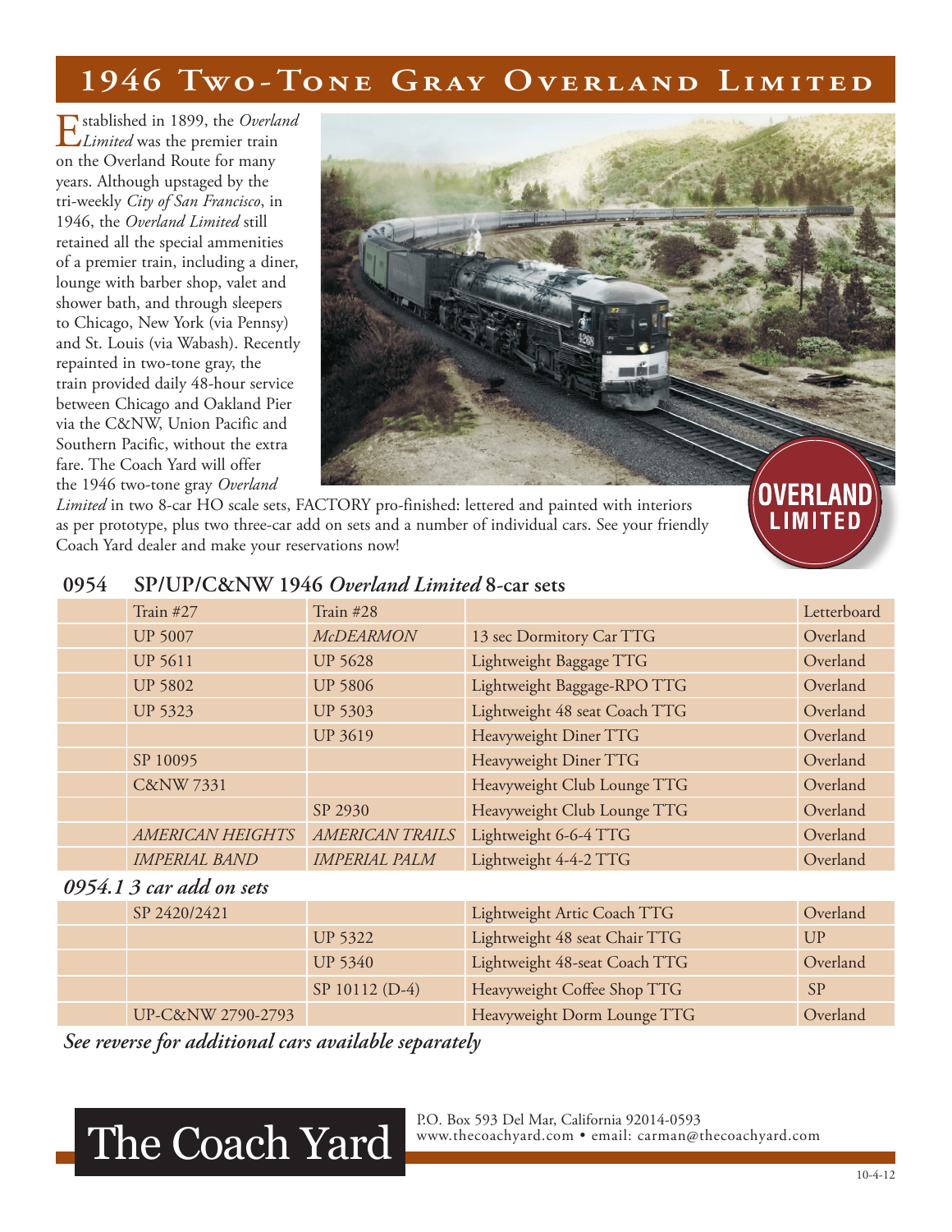# 1946 Two-Tone Gray Overland Limited

Established in 1899, the *Overland Limited* was the premier train on the Overland Route for many years. Although upstaged by the tri-weekly *City of San Francisco*, in 1946, the *Overland Limited* still retained all the special ammenities of a premier train, including a diner, lounge with barber shop, valet and shower bath, and through sleepers to Chicago, New York (via Pennsy) and St. Louis (via Wabash). Recently repainted in two-tone gray, the train provided daily 48-hour service between Chicago and Oakland Pier via the C&NW, Union Pacific and Southern Pacific, without the extra fare. The Coach Yard will offer the 1946 two-tone gray *Overland Limited* in two 8-car HO scale sets, FACTORY pro-finished: lettered and painted with interiors as per prototype, plus two three-car add on sets and a number of individual cars. See your friendly Coach Yard dealer and make your reservations now!

OVERLAND LIMITED

## 0954 SP/UP/C&NW 1946 *Overland Limited* 8-car sets

| | Train #27 | Train #28 | | Letterboard |
|---|---|---|---|---|
| | UP 5007 | *McDEARMON* | 13 sec Dormitory Car TTG | Overland |
| | UP 5611 | UP 5628 | Lightweight Baggage TTG | Overland |
| | UP 5802 | UP 5806 | Lightweight Baggage-RPO TTG | Overland |
| | UP 5323 | UP 5303 | Lightweight 48 seat Coach TTG | Overland |
| | | UP 3619 | Heavyweight Diner TTG | Overland |
| | SP 10095 | | Heavyweight Diner TTG | Overland |
| | C&NW 7331 | | Heavyweight Club Lounge TTG | Overland |
| | | SP 2930 | Heavyweight Club Lounge TTG | Overland |
| | *AMERICAN HEIGHTS* | *AMERICAN TRAILS* | Lightweight 6-6-4 TTG | Overland |
| | *IMPERIAL BAND* | *IMPERIAL PALM* | Lightweight 4-4-2 TTG | Overland |

### *0954.1 3 car add on sets*

| | | | | |
|---|---|---|---|---|
| | SP 2420/2421 | | Lightweight Artic Coach TTG | Overland |
| | | UP 5322 | Lightweight 48 seat Chair TTG | UP |
| | | UP 5340 | Lightweight 48-seat Coach TTG | Overland |
| | | SP 10112 (D-4) | Heavyweight Coffee Shop TTG | SP |
| | UP-C&NW 2790-2793 | | Heavyweight Dorm Lounge TTG | Overland |

***See reverse for additional cars available separately***

The Coach Yard

P.O. Box 593 Del Mar, California 92014-0593
www.thecoachyard.com • email: carman@thecoachyard.com

10-4-12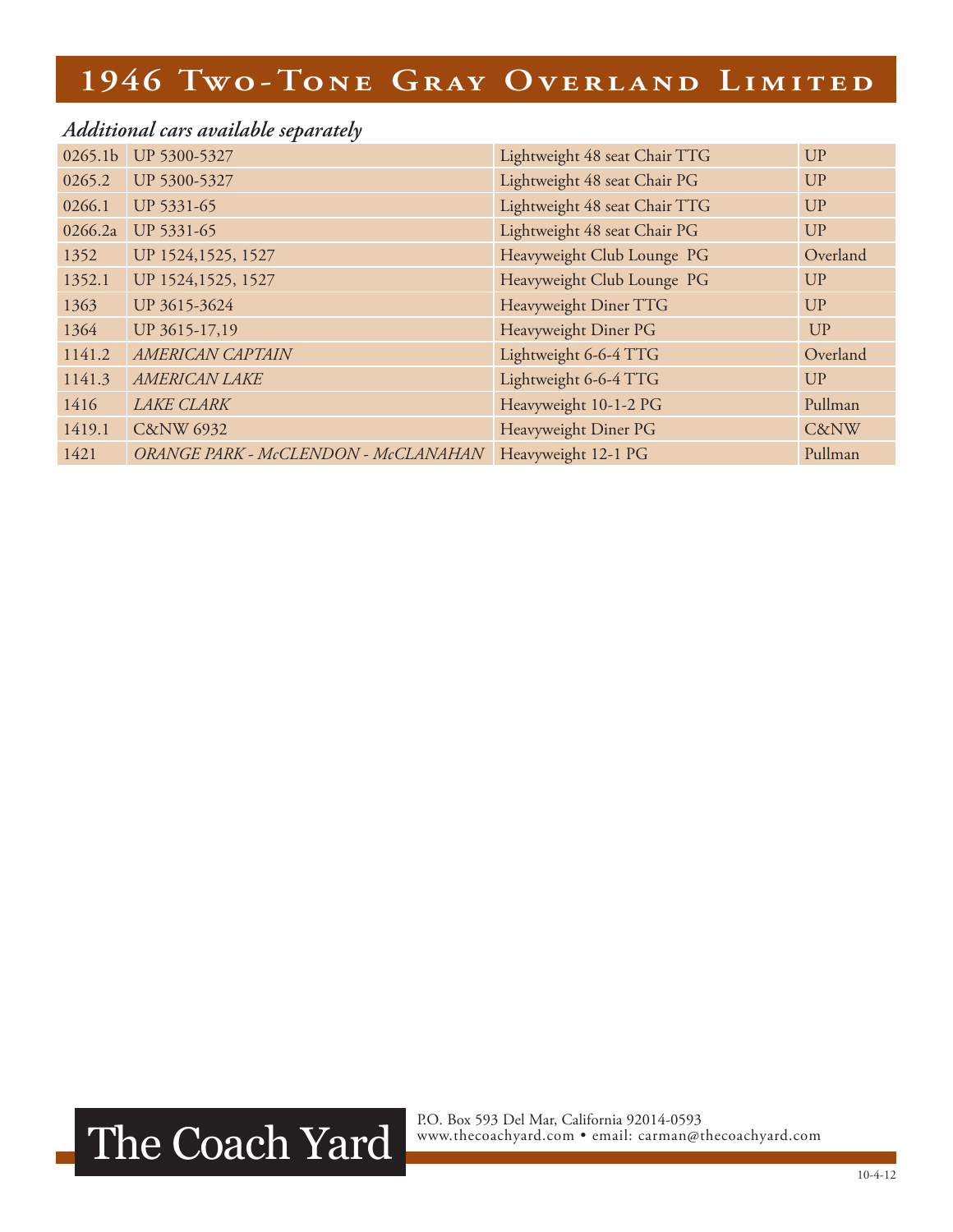# 1946 Two-Tone Gray Overland Limited

*Additional cars available separately*

| | | | |
|---|---|---|---|
| 0265.1b | UP 5300-5327 | Lightweight 48 seat Chair TTG | UP |
| 0265.2 | UP 5300-5327 | Lightweight 48 seat Chair PG | UP |
| 0266.1 | UP 5331-65 | Lightweight 48 seat Chair TTG | UP |
| 0266.2a | UP 5331-65 | Lightweight 48 seat Chair PG | UP |
| 1352 | UP 1524,1525, 1527 | Heavyweight Club Lounge PG | Overland |
| 1352.1 | UP 1524,1525, 1527 | Heavyweight Club Lounge PG | UP |
| 1363 | UP 3615-3624 | Heavyweight Diner TTG | UP |
| 1364 | UP 3615-17,19 | Heavyweight Diner PG | UP |
| 1141.2 | *AMERICAN CAPTAIN* | Lightweight 6-6-4 TTG | Overland |
| 1141.3 | *AMERICAN LAKE* | Lightweight 6-6-4 TTG | UP |
| 1416 | *LAKE CLARK* | Heavyweight 10-1-2 PG | Pullman |
| 1419.1 | C&NW 6932 | Heavyweight Diner PG | C&NW |
| 1421 | *ORANGE PARK - McCLENDON - McCLANAHAN* | Heavyweight 12-1 PG | Pullman |

The Coach Yard

P.O. Box 593 Del Mar, California 92014-0593
www.thecoachyard.com • email: carman@thecoachyard.com

10-4-12